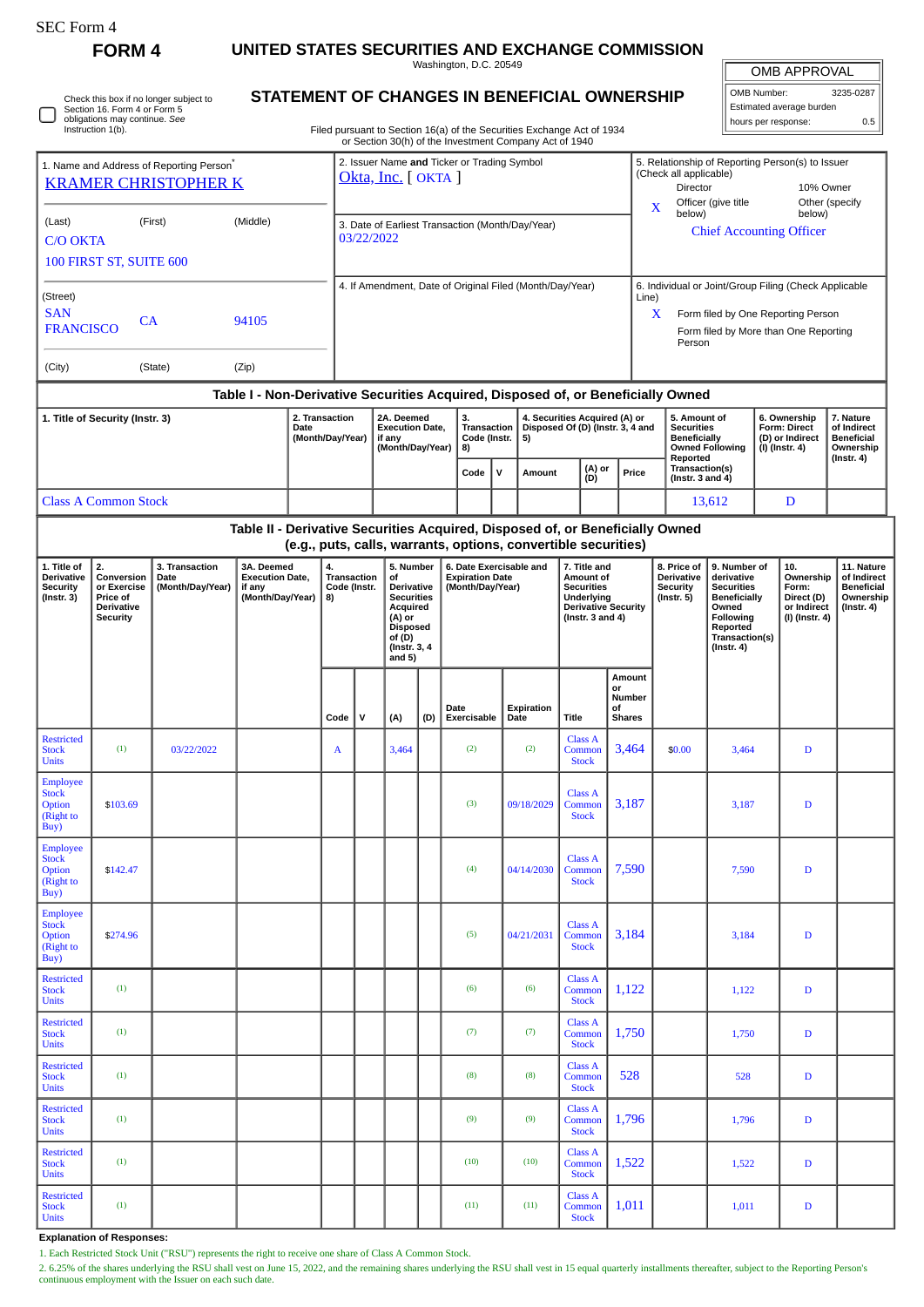SEC Form 4

# FORM 4

## UNITED STATES SECURITIES AND EXCHANGE COMMISSION

Washington, D.C. 20549

## STATEMENT OF CHANGES IN BENEFICIAL OWNERSHIP

Filed pursuant to Section 16(a) of the Securities Exchange Act of 1934 or Section 30(h) of the Investment Company Act of 1940

| OMB APPROVAL | |
|---|---|
| OMB Number: | 3235-0287 |
| Estimated average burden | |
| hours per response: | 0.5 |

☐ Check this box if no longer subject to Section 16. Form 4 or Form 5 obligations may continue. *See* Instruction 1(b).

| 1. Name and Address of Reporting Person* | 2. Issuer Name **and** Ticker or Trading Symbol | 5. Relationship of Reporting Person(s) to Issuer (Check all applicable) |
|---|---|---|
| KRAMER CHRISTOPHER K | Okta, Inc. [ OKTA ] | Director; 10% Owner; X Officer (give title below); Other (specify below) |
| (Last) (First) (Middle) C/O OKTA 100 FIRST ST, SUITE 600 | 3. Date of Earliest Transaction (Month/Day/Year) 03/22/2022 | Chief Accounting Officer |
| (Street) SAN FRANCISCO CA 94105 | 4. If Amendment, Date of Original Filed (Month/Day/Year) | 6. Individual or Joint/Group Filing (Check Applicable Line) X Form filed by One Reporting Person; Form filed by More than One Reporting Person |
| (City) (State) (Zip) | | |

### Table I - Non-Derivative Securities Acquired, Disposed of, or Beneficially Owned

| 1. Title of Security (Instr. 3) | 2. Transaction Date (Month/Day/Year) | 2A. Deemed Execution Date, if any (Month/Day/Year) | 3. Transaction Code (Instr. 8) | | 4. Securities Acquired (A) or Disposed Of (D) (Instr. 3, 4 and 5) | | | 5. Amount of Securities Beneficially Owned Following Reported Transaction(s) (Instr. 3 and 4) | 6. Ownership Form: Direct (D) or Indirect (I) (Instr. 4) | 7. Nature of Indirect Beneficial Ownership (Instr. 4) |
|---|---|---|---|---|---|---|---|---|---|---|
| | | | Code | V | Amount | (A) or (D) | Price | | | |
| Class A Common Stock | | | | | | | | 13,612 | D | |

### Table II - Derivative Securities Acquired, Disposed of, or Beneficially Owned (e.g., puts, calls, warrants, options, convertible securities)

| 1. Title of Derivative Security (Instr. 3) | 2. Conversion or Exercise Price of Derivative Security | 3. Transaction Date (Month/Day/Year) | 3A. Deemed Execution Date, if any (Month/Day/Year) | 4. Transaction Code (Instr. 8) | | 5. Number of Derivative Securities Acquired (A) or Disposed of (D) (Instr. 3, 4 and 5) | | 6. Date Exercisable and Expiration Date (Month/Day/Year) | | 7. Title and Amount of Securities Underlying Derivative Security (Instr. 3 and 4) | | 8. Price of Derivative Security (Instr. 5) | 9. Number of derivative Securities Beneficially Owned Following Reported Transaction(s) (Instr. 4) | 10. Ownership Form: Direct (D) or Indirect (I) (Instr. 4) | 11. Nature of Indirect Beneficial Ownership (Instr. 4) |
|---|---|---|---|---|---|---|---|---|---|---|---|---|---|---|---|
| | | | | Code | V | (A) | (D) | Date Exercisable | Expiration Date | Title | Amount or Number of Shares | | | | |
| Restricted Stock Units | (1) | 03/22/2022 | | A | | 3,464 | | (2) | (2) | Class A Common Stock | 3,464 | $0.00 | 3,464 | D | |
| Employee Stock Option (Right to Buy) | $103.69 | | | | | | | (3) | 09/18/2029 | Class A Common Stock | 3,187 | | 3,187 | D | |
| Employee Stock Option (Right to Buy) | $142.47 | | | | | | | (4) | 04/14/2030 | Class A Common Stock | 7,590 | | 7,590 | D | |
| Employee Stock Option (Right to Buy) | $274.96 | | | | | | | (5) | 04/21/2031 | Class A Common Stock | 3,184 | | 3,184 | D | |
| Restricted Stock Units | (1) | | | | | | | (6) | (6) | Class A Common Stock | 1,122 | | 1,122 | D | |
| Restricted Stock Units | (1) | | | | | | | (7) | (7) | Class A Common Stock | 1,750 | | 1,750 | D | |
| Restricted Stock Units | (1) | | | | | | | (8) | (8) | Class A Common Stock | 528 | | 528 | D | |
| Restricted Stock Units | (1) | | | | | | | (9) | (9) | Class A Common Stock | 1,796 | | 1,796 | D | |
| Restricted Stock Units | (1) | | | | | | | (10) | (10) | Class A Common Stock | 1,522 | | 1,522 | D | |
| Restricted Stock Units | (1) | | | | | | | (11) | (11) | Class A Common Stock | 1,011 | | 1,011 | D | |

**Explanation of Responses:**

1. Each Restricted Stock Unit ("RSU") represents the right to receive one share of Class A Common Stock.
2. 6.25% of the shares underlying the RSU shall vest on June 15, 2022, and the remaining shares underlying the RSU shall vest in 15 equal quarterly installments thereafter, subject to the Reporting Person's continuous employment with the Issuer on each such date.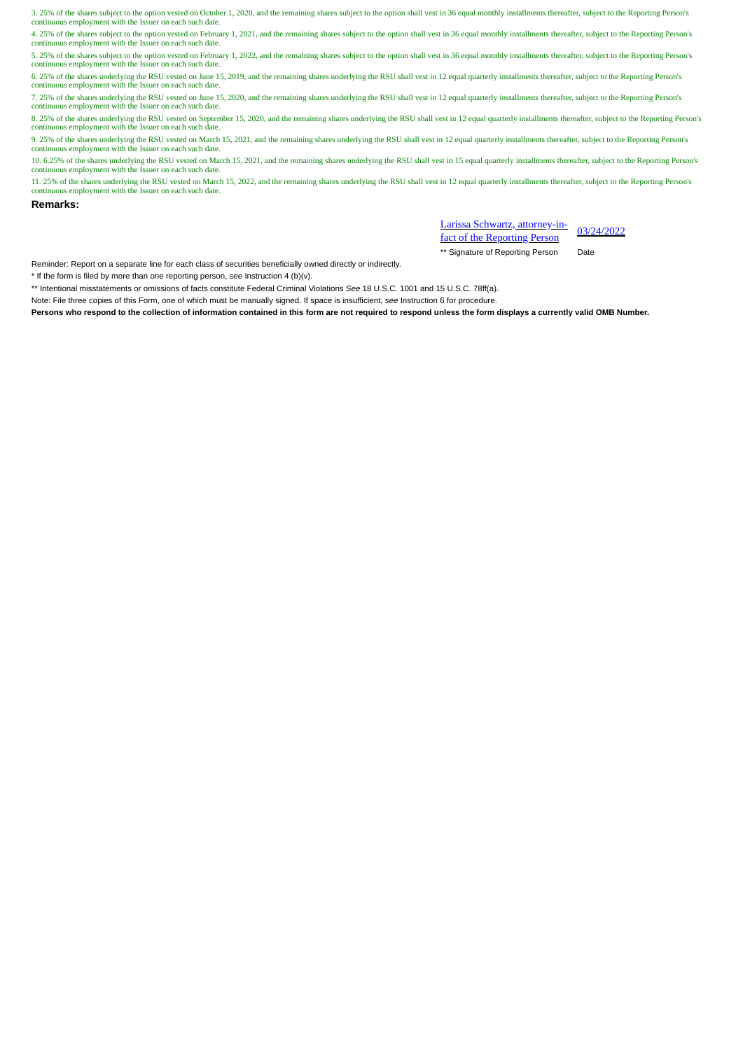3. 25% of the shares subject to the option vested on October 1, 2020, and the remaining shares subject to the option shall vest in 36 equal monthly installments thereafter, subject to the Reporting Person's continuous employment with the Issuer on each such date.

4. 25% of the shares subject to the option vested on February 1, 2021, and the remaining shares subject to the option shall vest in 36 equal monthly installments thereafter, subject to the Reporting Person's continuous employment with the Issuer on each such date.

5. 25% of the shares subject to the option vested on February 1, 2022, and the remaining shares subject to the option shall vest in 36 equal monthly installments thereafter, subject to the Reporting Person's continuous employment with the Issuer on each such date.

6. 25% of the shares underlying the RSU vested on June 15, 2019, and the remaining shares underlying the RSU shall vest in 12 equal quarterly installments thereafter, subject to the Reporting Person's continuous employment with the Issuer on each such date.

7. 25% of the shares underlying the RSU vested on June 15, 2020, and the remaining shares underlying the RSU shall vest in 12 equal quarterly installments thereafter, subject to the Reporting Person's continuous employment with the Issuer on each such date.

8. 25% of the shares underlying the RSU vested on September 15, 2020, and the remaining shares underlying the RSU shall vest in 12 equal quarterly installments thereafter, subject to the Reporting Person's continuous employment with the Issuer on each such date.

9. 25% of the shares underlying the RSU vested on March 15, 2021, and the remaining shares underlying the RSU shall vest in 12 equal quarterly installments thereafter, subject to the Reporting Person's continuous employment with the Issuer on each such date.

10. 6.25% of the shares underlying the RSU vested on March 15, 2021, and the remaining shares underlying the RSU shall vest in 15 equal quarterly installments thereafter, subject to the Reporting Person's continuous employment with the Issuer on each such date.

11. 25% of the shares underlying the RSU vested on March 15, 2022, and the remaining shares underlying the RSU shall vest in 12 equal quarterly installments thereafter, subject to the Reporting Person's continuous employment with the Issuer on each such date.

**Remarks:**

| | |
|---|---|
| Larissa Schwartz, attorney-in-fact of the Reporting Person | 03/24/2022 |
| ** Signature of Reporting Person | Date |

Reminder: Report on a separate line for each class of securities beneficially owned directly or indirectly.

* If the form is filed by more than one reporting person, *see* Instruction 4 (b)(v).

** Intentional misstatements or omissions of facts constitute Federal Criminal Violations *See* 18 U.S.C. 1001 and 15 U.S.C. 78ff(a).

Note: File three copies of this Form, one of which must be manually signed. If space is insufficient, *see* Instruction 6 for procedure.

**Persons who respond to the collection of information contained in this form are not required to respond unless the form displays a currently valid OMB Number.**